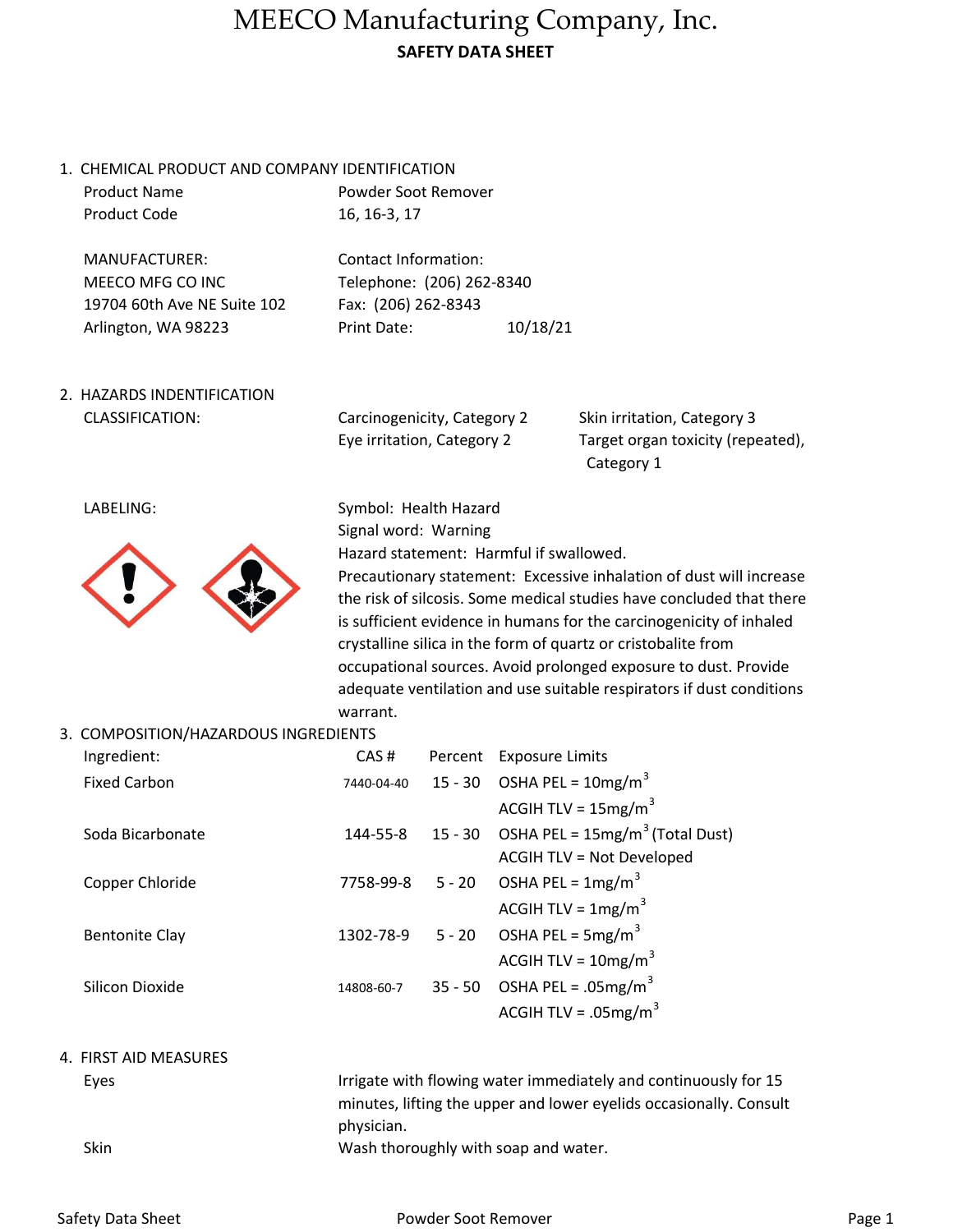# MEECO Manufacturing Company, Inc.

**SAFETY DATA SHEET**

## 1. CHEMICAL PRODUCT AND COMPANY IDENTIFICATION

| | |
|---|---|
| Product Name | Powder Soot Remover |
| Product Code | 16, 16-3, 17 |

| MANUFACTURER: | Contact Information: |
|---|---|
| MEECO MFG CO INC | Telephone: (206) 262-8340 |
| 19704 60th Ave NE Suite 102 | Fax: (206) 262-8343 |
| Arlington, WA 98223 | Print Date: 10/18/21 |

## 2. HAZARDS INDENTIFICATION

CLASSIFICATION:

- Carcinogenicity, Category 2
- Eye irritation, Category 2
- Skin irritation, Category 3
- Target organ toxicity (repeated), Category 1

LABELING:

Symbol: Health Hazard
Signal word: Warning
Hazard statement: Harmful if swallowed.
Precautionary statement: Excessive inhalation of dust will increase the risk of silcosis. Some medical studies have concluded that there is sufficient evidence in humans for the carcinogenicity of inhaled crystalline silica in the form of quartz or cristobalite from occupational sources. Avoid prolonged exposure to dust. Provide adequate ventilation and use suitable respirators if dust conditions warrant.

## 3. COMPOSITION/HAZARDOUS INGREDIENTS

| Ingredient: | CAS # | Percent | Exposure Limits |
|---|---|---|---|
| Fixed Carbon | 7440-04-40 | 15 - 30 | OSHA PEL = 10mg/m$^3$ |
| | | | ACGIH TLV = 15mg/m$^3$ |
| Soda Bicarbonate | 144-55-8 | 15 - 30 | OSHA PEL = 15mg/m$^3$ (Total Dust) |
| | | | ACGIH TLV = Not Developed |
| Copper Chloride | 7758-99-8 | 5 - 20 | OSHA PEL = 1mg/m$^3$ |
| | | | ACGIH TLV = 1mg/m$^3$ |
| Bentonite Clay | 1302-78-9 | 5 - 20 | OSHA PEL = 5mg/m$^3$ |
| | | | ACGIH TLV = 10mg/m$^3$ |
| Silicon Dioxide | 14808-60-7 | 35 - 50 | OSHA PEL = .05mg/m$^3$ |
| | | | ACGIH TLV = .05mg/m$^3$ |

## 4. FIRST AID MEASURES

| | |
|---|---|
| Eyes | Irrigate with flowing water immediately and continuously for 15 minutes, lifting the upper and lower eyelids occasionally. Consult physician. |
| Skin | Wash thoroughly with soap and water. |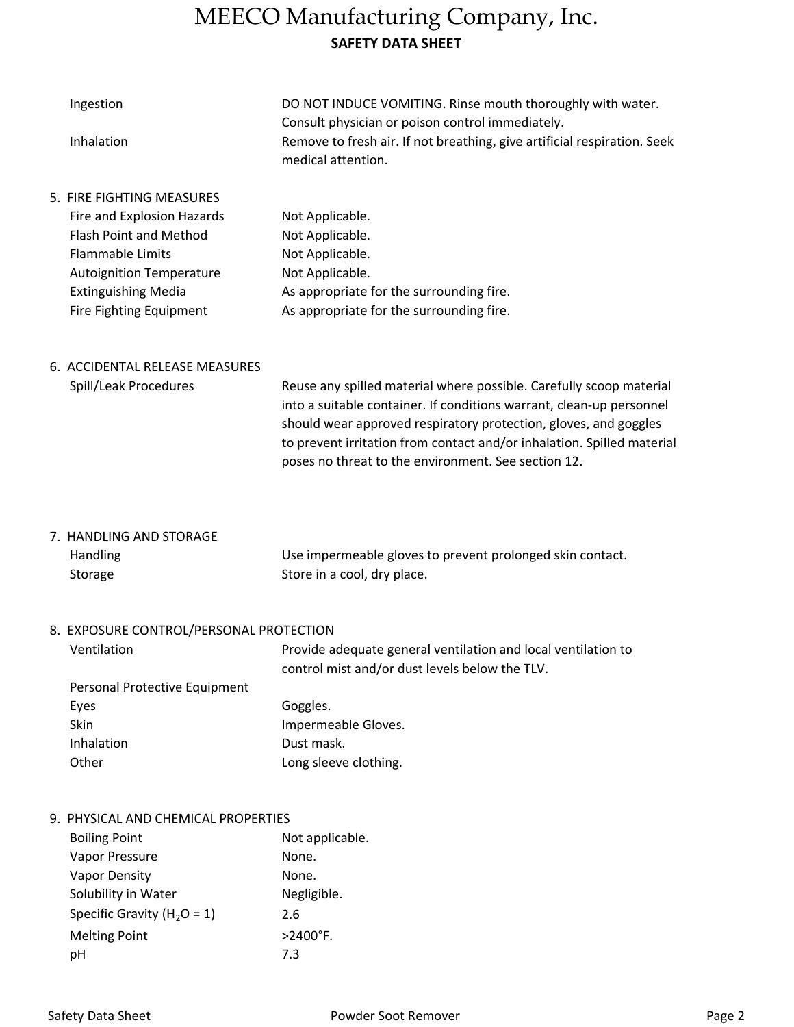| | |
|---|---|
| Ingestion | DO NOT INDUCE VOMITING. Rinse mouth thoroughly with water. Consult physician or poison control immediately. |
| Inhalation | Remove to fresh air. If not breathing, give artificial respiration. Seek medical attention. |

## 5. FIRE FIGHTING MEASURES

| | |
|---|---|
| Fire and Explosion Hazards | Not Applicable. |
| Flash Point and Method | Not Applicable. |
| Flammable Limits | Not Applicable. |
| Autoignition Temperature | Not Applicable. |
| Extinguishing Media | As appropriate for the surrounding fire. |
| Fire Fighting Equipment | As appropriate for the surrounding fire. |

## 6. ACCIDENTAL RELEASE MEASURES

| | |
|---|---|
| Spill/Leak Procedures | Reuse any spilled material where possible. Carefully scoop material into a suitable container. If conditions warrant, clean-up personnel should wear approved respiratory protection, gloves, and goggles to prevent irritation from contact and/or inhalation. Spilled material poses no threat to the environment. See section 12. |

## 7. HANDLING AND STORAGE

| | |
|---|---|
| Handling | Use impermeable gloves to prevent prolonged skin contact. |
| Storage | Store in a cool, dry place. |

## 8. EXPOSURE CONTROL/PERSONAL PROTECTION

| | |
|---|---|
| Ventilation | Provide adequate general ventilation and local ventilation to control mist and/or dust levels below the TLV. |
| Personal Protective Equipment | |
| Eyes | Goggles. |
| Skin | Impermeable Gloves. |
| Inhalation | Dust mask. |
| Other | Long sleeve clothing. |

## 9. PHYSICAL AND CHEMICAL PROPERTIES

| | |
|---|---|
| Boiling Point | Not applicable. |
| Vapor Pressure | None. |
| Vapor Density | None. |
| Solubility in Water | Negligible. |
| Specific Gravity ($H_2O$ = 1) | 2.6 |
| Melting Point | >2400°F. |
| pH | 7.3 |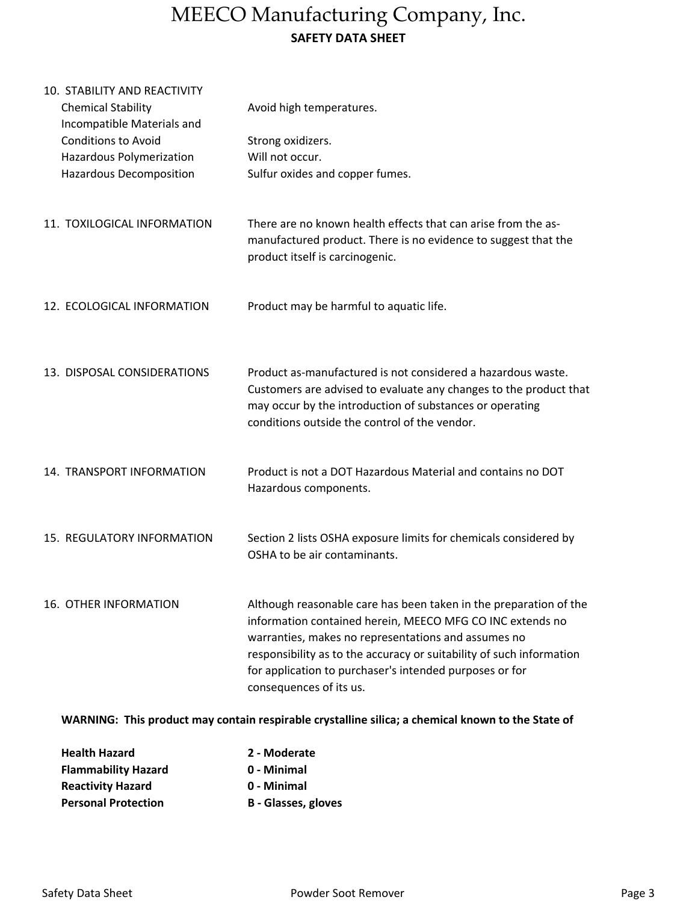# MEECO Manufacturing Company, Inc.

## SAFETY DATA SHEET

### 10. STABILITY AND REACTIVITY

| | |
|---|---|
| Chemical Stability | Avoid high temperatures. |
| Incompatible Materials and Conditions to Avoid | Strong oxidizers. |
| Hazardous Polymerization | Will not occur. |
| Hazardous Decomposition | Sulfur oxides and copper fumes. |

### 11. TOXILOGICAL INFORMATION

There are no known health effects that can arise from the as-manufactured product. There is no evidence to suggest that the product itself is carcinogenic.

### 12. ECOLOGICAL INFORMATION

Product may be harmful to aquatic life.

### 13. DISPOSAL CONSIDERATIONS

Product as-manufactured is not considered a hazardous waste. Customers are advised to evaluate any changes to the product that may occur by the introduction of substances or operating conditions outside the control of the vendor.

### 14. TRANSPORT INFORMATION

Product is not a DOT Hazardous Material and contains no DOT Hazardous components.

### 15. REGULATORY INFORMATION

Section 2 lists OSHA exposure limits for chemicals considered by OSHA to be air contaminants.

### 16. OTHER INFORMATION

Although reasonable care has been taken in the preparation of the information contained herein, MEECO MFG CO INC extends no warranties, makes no representations and assumes no responsibility as to the accuracy or suitability of such information for application to purchaser's intended purposes or for consequences of its us.

**WARNING: This product may contain respirable crystalline silica; a chemical known to the State of**

| | |
|---|---|
| **Health Hazard** | **2 - Moderate** |
| **Flammability Hazard** | **0 - Minimal** |
| **Reactivity Hazard** | **0 - Minimal** |
| **Personal Protection** | **B - Glasses, gloves** |